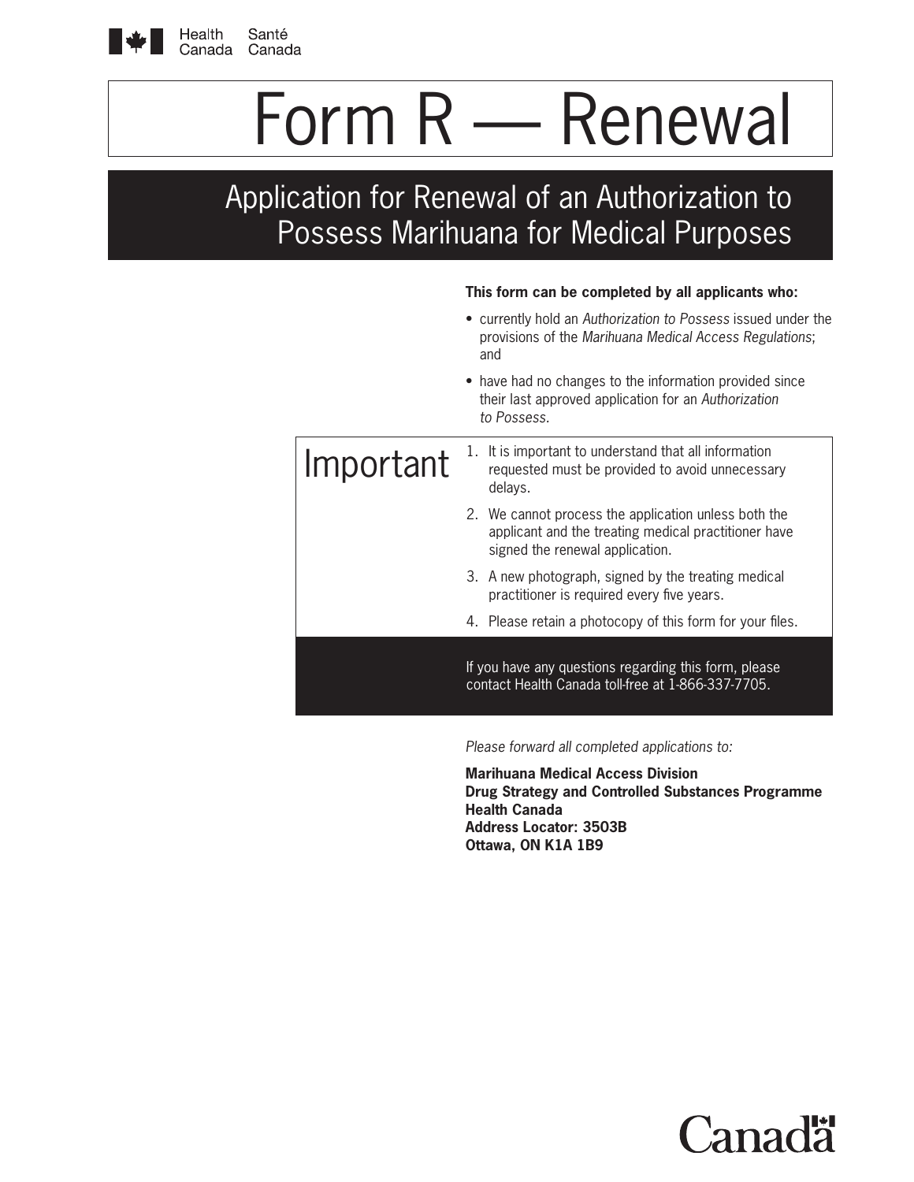Health Canada Santé Canada

# Form R — Renewal

## Application for Renewal of an Authorization to Possess Marihuana for Medical Purposes

**This form can be completed by all applicants who:**

- currently hold an *Authorization to Possess* issued under the provisions of the *Marihuana Medical Access Regulations*; and
- have had no changes to the information provided since their last approved application for an *Authorization to Possess*.

### Important

1. It is important to understand that all information requested must be provided to avoid unnecessary delays.
2. We cannot process the application unless both the applicant and the treating medical practitioner have signed the renewal application.
3. A new photograph, signed by the treating medical practitioner is required every five years.
4. Please retain a photocopy of this form for your files.

If you have any questions regarding this form, please contact Health Canada toll-free at 1-866-337-7705.

*Please forward all completed applications to:*

**Marihuana Medical Access Division**
**Drug Strategy and Controlled Substances Programme**
**Health Canada**
**Address Locator: 3503B**
**Ottawa, ON K1A 1B9**

Canada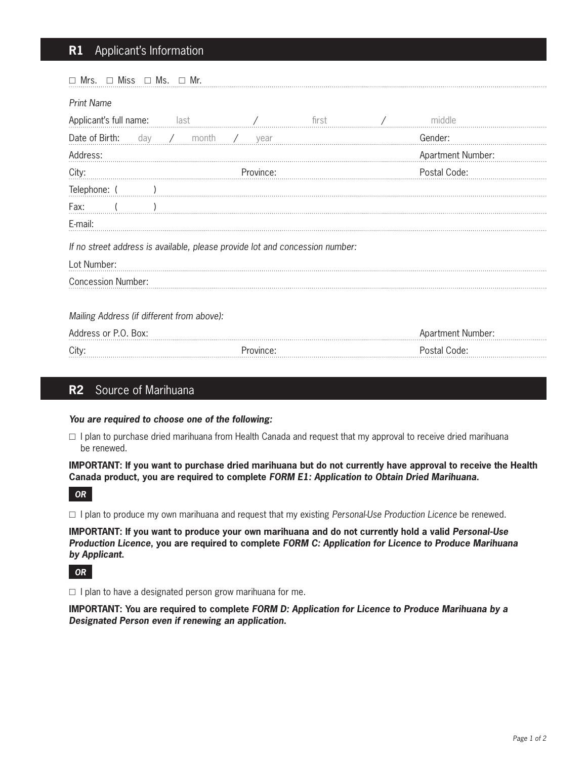## R1 Applicant's Information

☐ Mrs. ☐ Miss ☐ Ms. ☐ Mr.

*Print Name*

Applicant's full name: last / first / middle

Date of Birth: day / month / year Gender:

Address: Apartment Number:

City: Province: Postal Code:

Telephone: ( )

Fax: ( )

E-mail:

*If no street address is available, please provide lot and concession number:*

Lot Number:

Concession Number:

*Mailing Address (if different from above):*

Address or P.O. Box: Apartment Number:

City: Province: Postal Code:

## R2 Source of Marihuana

***You are required to choose one of the following:***

☐ I plan to purchase dried marihuana from Health Canada and request that my approval to receive dried marihuana be renewed.

**IMPORTANT: If you want to purchase dried marihuana but do not currently have approval to receive the Health Canada product, you are required to complete *FORM E1: Application to Obtain Dried Marihuana.***

***OR***

☐ I plan to produce my own marihuana and request that my existing *Personal-Use Production Licence* be renewed.

**IMPORTANT: If you want to produce your own marihuana and do not currently hold a valid *Personal-Use Production Licence*, you are required to complete *FORM C: Application for Licence to Produce Marihuana by Applicant.***

***OR***

☐ I plan to have a designated person grow marihuana for me.

**IMPORTANT: You are required to complete *FORM D: Application for Licence to Produce Marihuana by a Designated Person even if renewing an application.***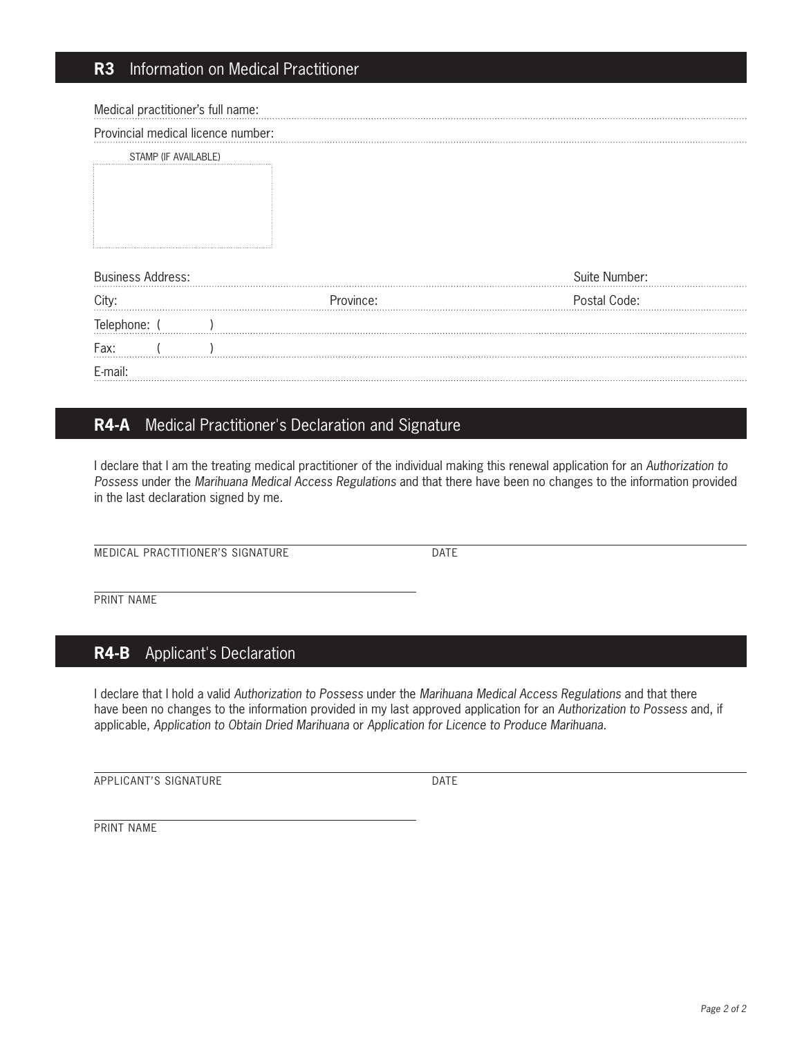## R3 Information on Medical Practitioner

Medical practitioner's full name:

Provincial medical licence number:

STAMP (IF AVAILABLE)

Business Address: Suite Number:

City: Province: Postal Code:

Telephone: ( )

Fax: ( )

E-mail:

## R4-A Medical Practitioner's Declaration and Signature

I declare that I am the treating medical practitioner of the individual making this renewal application for an *Authorization to Possess* under the *Marihuana Medical Access Regulations* and that there have been no changes to the information provided in the last declaration signed by me.

MEDICAL PRACTITIONER'S SIGNATURE DATE

PRINT NAME

## R4-B Applicant's Declaration

I declare that I hold a valid *Authorization to Possess* under the *Marihuana Medical Access Regulations* and that there have been no changes to the information provided in my last approved application for an *Authorization to Possess* and, if applicable, *Application to Obtain Dried Marihuana* or *Application for Licence to Produce Marihuana*.

APPLICANT'S SIGNATURE DATE

PRINT NAME